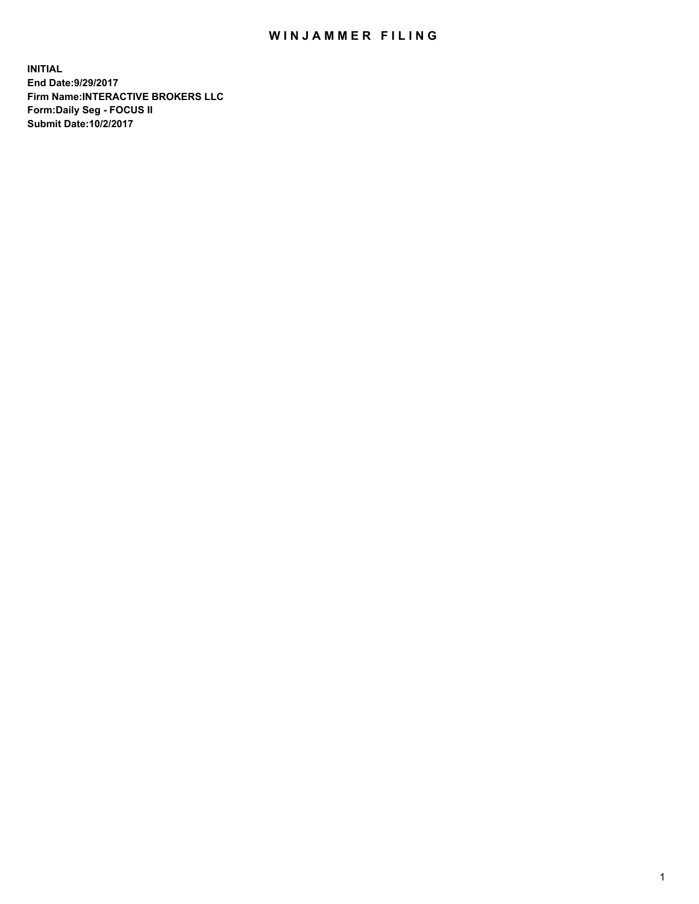# WINJAMMER FILING

**INITIAL**
**End Date:9/29/2017**
**Firm Name:INTERACTIVE BROKERS LLC**
**Form:Daily Seg - FOCUS II**
**Submit Date:10/2/2017**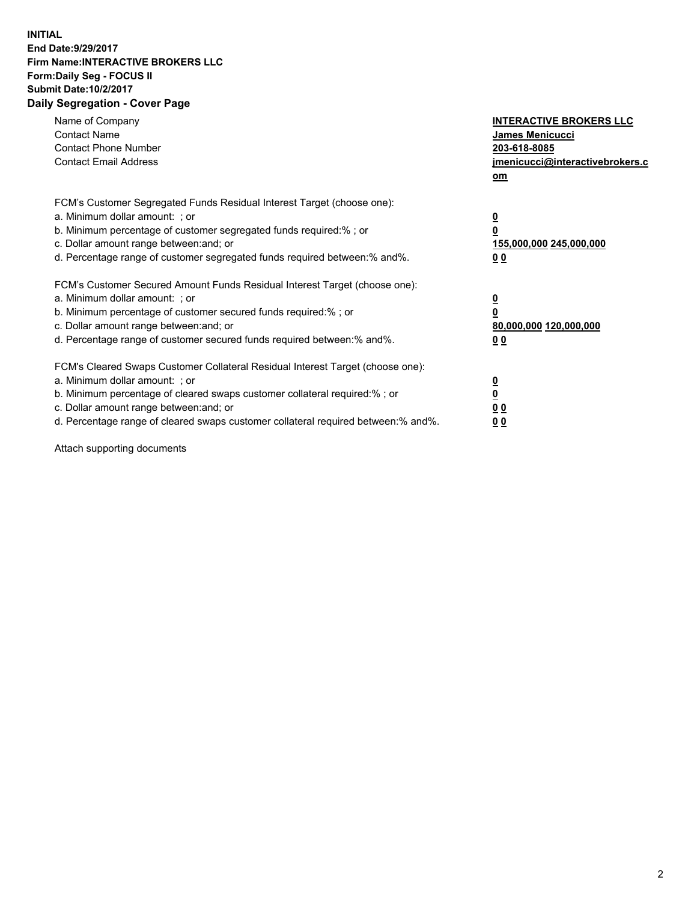**INITIAL**
**End Date:9/29/2017**
**Firm Name:INTERACTIVE BROKERS LLC**
**Form:Daily Seg - FOCUS II**
**Submit Date:10/2/2017**

## Daily Segregation - Cover Page

| | |
|---|---|
| Name of Company | **INTERACTIVE BROKERS LLC** |
| Contact Name | **James Menicucci** |
| Contact Phone Number | **203-618-8085** |
| Contact Email Address | **jmenicucci@interactivebrokers.com** |

FCM's Customer Segregated Funds Residual Interest Target (choose one):

| | |
|---|---|
| a. Minimum dollar amount: ; or | **0** |
| b. Minimum percentage of customer segregated funds required:% ; or | **0** |
| c. Dollar amount range between:and; or | **155,000,000 245,000,000** |
| d. Percentage range of customer segregated funds required between:% and%. | **0 0** |

FCM's Customer Secured Amount Funds Residual Interest Target (choose one):

| | |
|---|---|
| a. Minimum dollar amount: ; or | **0** |
| b. Minimum percentage of customer secured funds required:% ; or | **0** |
| c. Dollar amount range between:and; or | **80,000,000 120,000,000** |
| d. Percentage range of customer secured funds required between:% and%. | **0 0** |

FCM's Cleared Swaps Customer Collateral Residual Interest Target (choose one):

| | |
|---|---|
| a. Minimum dollar amount: ; or | **0** |
| b. Minimum percentage of cleared swaps customer collateral required:% ; or | **0** |
| c. Dollar amount range between:and; or | **0 0** |
| d. Percentage range of cleared swaps customer collateral required between:% and%. | **0 0** |

Attach supporting documents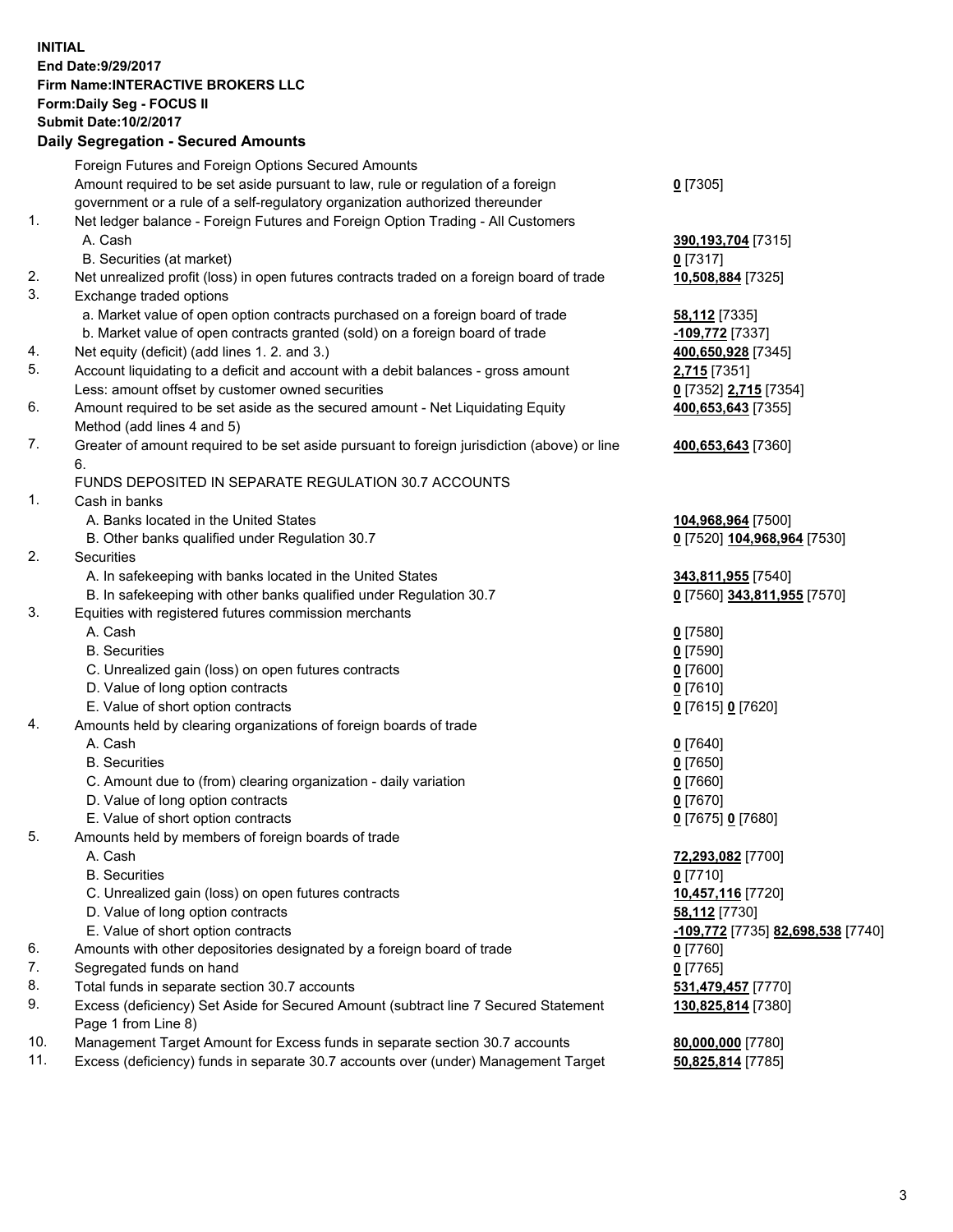**INITIAL**
**End Date:9/29/2017**
**Firm Name:INTERACTIVE BROKERS LLC**
**Form:Daily Seg - FOCUS II**
**Submit Date:10/2/2017**
**Daily Segregation - Secured Amounts**

| | | |
|---|---|---|
| | Foreign Futures and Foreign Options Secured Amounts | |
| | Amount required to be set aside pursuant to law, rule or regulation of a foreign government or a rule of a self-regulatory organization authorized thereunder | **0** [7305] |
| 1. | Net ledger balance - Foreign Futures and Foreign Option Trading - All Customers | |
| | A. Cash | **390,193,704** [7315] |
| | B. Securities (at market) | **0** [7317] |
| 2. | Net unrealized profit (loss) in open futures contracts traded on a foreign board of trade | **10,508,884** [7325] |
| 3. | Exchange traded options | |
| | a. Market value of open option contracts purchased on a foreign board of trade | **58,112** [7335] |
| | b. Market value of open contracts granted (sold) on a foreign board of trade | **-109,772** [7337] |
| 4. | Net equity (deficit) (add lines 1. 2. and 3.) | **400,650,928** [7345] |
| 5. | Account liquidating to a deficit and account with a debit balances - gross amount | **2,715** [7351] |
| | Less: amount offset by customer owned securities | **0** [7352] **2,715** [7354] |
| 6. | Amount required to be set aside as the secured amount - Net Liquidating Equity Method (add lines 4 and 5) | **400,653,643** [7355] |
| 7. | Greater of amount required to be set aside pursuant to foreign jurisdiction (above) or line 6. | **400,653,643** [7360] |
| | FUNDS DEPOSITED IN SEPARATE REGULATION 30.7 ACCOUNTS | |
| 1. | Cash in banks | |
| | A. Banks located in the United States | **104,968,964** [7500] |
| | B. Other banks qualified under Regulation 30.7 | **0** [7520] **104,968,964** [7530] |
| 2. | Securities | |
| | A. In safekeeping with banks located in the United States | **343,811,955** [7540] |
| | B. In safekeeping with other banks qualified under Regulation 30.7 | **0** [7560] **343,811,955** [7570] |
| 3. | Equities with registered futures commission merchants | |
| | A. Cash | **0** [7580] |
| | B. Securities | **0** [7590] |
| | C. Unrealized gain (loss) on open futures contracts | **0** [7600] |
| | D. Value of long option contracts | **0** [7610] |
| | E. Value of short option contracts | **0** [7615] **0** [7620] |
| 4. | Amounts held by clearing organizations of foreign boards of trade | |
| | A. Cash | **0** [7640] |
| | B. Securities | **0** [7650] |
| | C. Amount due to (from) clearing organization - daily variation | **0** [7660] |
| | D. Value of long option contracts | **0** [7670] |
| | E. Value of short option contracts | **0** [7675] **0** [7680] |
| 5. | Amounts held by members of foreign boards of trade | |
| | A. Cash | **72,293,082** [7700] |
| | B. Securities | **0** [7710] |
| | C. Unrealized gain (loss) on open futures contracts | **10,457,116** [7720] |
| | D. Value of long option contracts | **58,112** [7730] |
| | E. Value of short option contracts | **-109,772** [7735] **82,698,538** [7740] |
| 6. | Amounts with other depositories designated by a foreign board of trade | **0** [7760] |
| 7. | Segregated funds on hand | **0** [7765] |
| 8. | Total funds in separate section 30.7 accounts | **531,479,457** [7770] |
| 9. | Excess (deficiency) Set Aside for Secured Amount (subtract line 7 Secured Statement Page 1 from Line 8) | **130,825,814** [7380] |
| 10. | Management Target Amount for Excess funds in separate section 30.7 accounts | **80,000,000** [7780] |
| 11. | Excess (deficiency) funds in separate 30.7 accounts over (under) Management Target | **50,825,814** [7785] |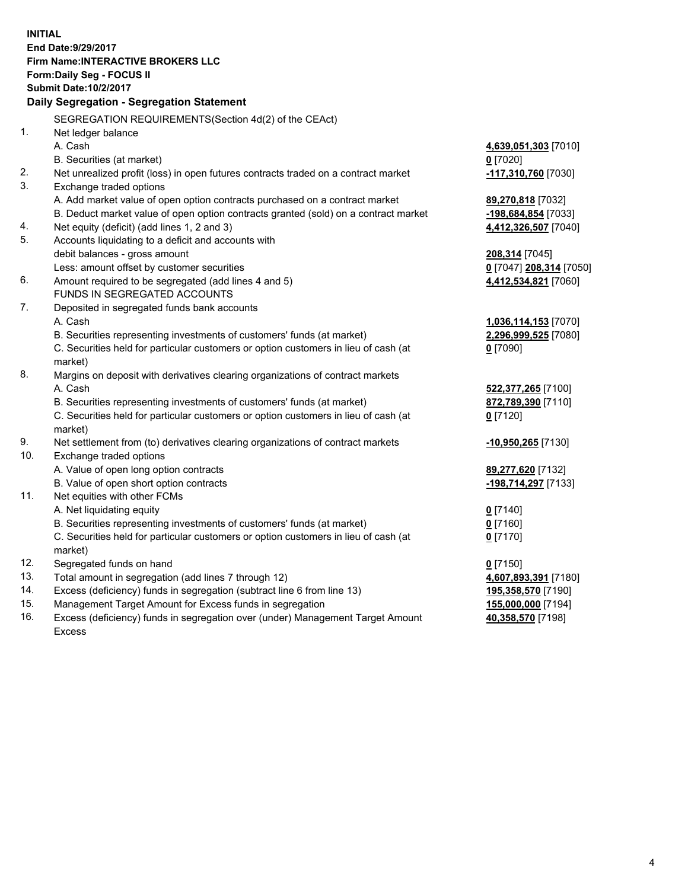**INITIAL**
**End Date:9/29/2017**
**Firm Name:INTERACTIVE BROKERS LLC**
**Form:Daily Seg - FOCUS II**
**Submit Date:10/2/2017**

## Daily Segregation - Segregation Statement

SEGREGATION REQUIREMENTS(Section 4d(2) of the CEAct)

| | | |
|---|---|---|
| 1. | Net ledger balance | |
| | A. Cash | **4,639,051,303** [7010] |
| | B. Securities (at market) | **0** [7020] |
| 2. | Net unrealized profit (loss) in open futures contracts traded on a contract market | **-117,310,760** [7030] |
| 3. | Exchange traded options | |
| | A. Add market value of open option contracts purchased on a contract market | **89,270,818** [7032] |
| | B. Deduct market value of open option contracts granted (sold) on a contract market | **-198,684,854** [7033] |
| 4. | Net equity (deficit) (add lines 1, 2 and 3) | **4,412,326,507** [7040] |
| 5. | Accounts liquidating to a deficit and accounts with | |
| | debit balances - gross amount | **208,314** [7045] |
| | Less: amount offset by customer securities | **0** [7047] **208,314** [7050] |
| 6. | Amount required to be segregated (add lines 4 and 5) | **4,412,534,821** [7060] |
| | FUNDS IN SEGREGATED ACCOUNTS | |
| 7. | Deposited in segregated funds bank accounts | |
| | A. Cash | **1,036,114,153** [7070] |
| | B. Securities representing investments of customers' funds (at market) | **2,296,999,525** [7080] |
| | C. Securities held for particular customers or option customers in lieu of cash (at market) | **0** [7090] |
| 8. | Margins on deposit with derivatives clearing organizations of contract markets | |
| | A. Cash | **522,377,265** [7100] |
| | B. Securities representing investments of customers' funds (at market) | **872,789,390** [7110] |
| | C. Securities held for particular customers or option customers in lieu of cash (at market) | **0** [7120] |
| 9. | Net settlement from (to) derivatives clearing organizations of contract markets | **-10,950,265** [7130] |
| 10. | Exchange traded options | |
| | A. Value of open long option contracts | **89,277,620** [7132] |
| | B. Value of open short option contracts | **-198,714,297** [7133] |
| 11. | Net equities with other FCMs | |
| | A. Net liquidating equity | **0** [7140] |
| | B. Securities representing investments of customers' funds (at market) | **0** [7160] |
| | C. Securities held for particular customers or option customers in lieu of cash (at market) | **0** [7170] |
| 12. | Segregated funds on hand | **0** [7150] |
| 13. | Total amount in segregation (add lines 7 through 12) | **4,607,893,391** [7180] |
| 14. | Excess (deficiency) funds in segregation (subtract line 6 from line 13) | **195,358,570** [7190] |
| 15. | Management Target Amount for Excess funds in segregation | **155,000,000** [7194] |
| 16. | Excess (deficiency) funds in segregation over (under) Management Target Amount Excess | **40,358,570** [7198] |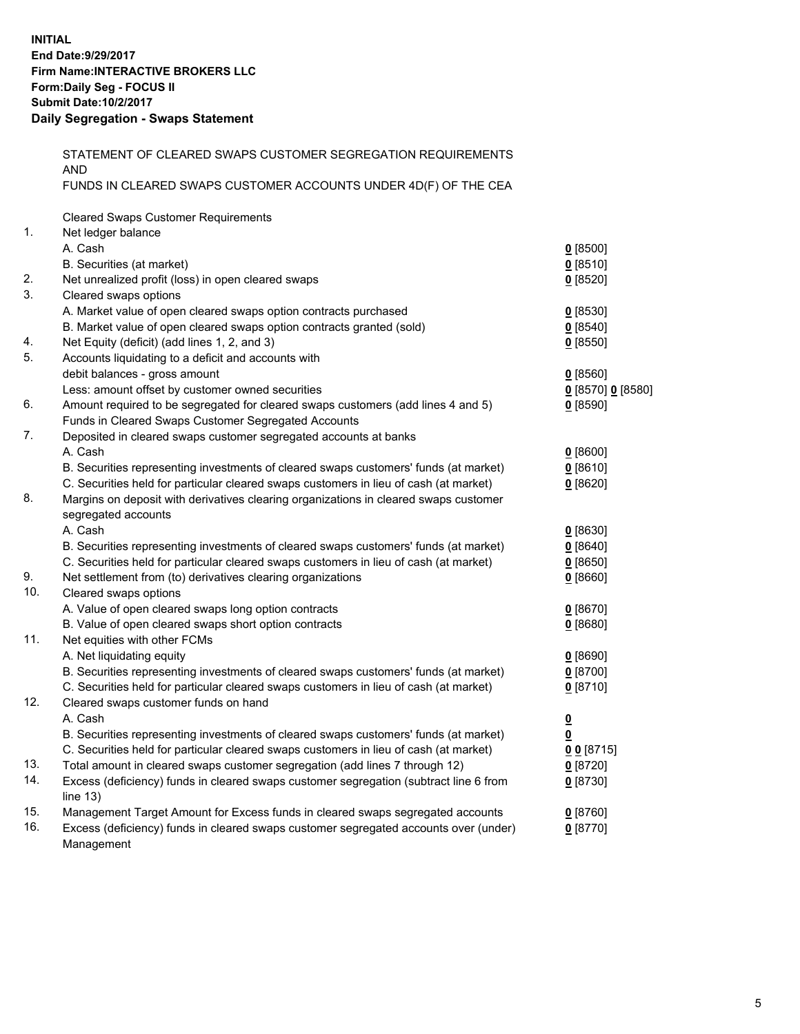**INITIAL**
**End Date:9/29/2017**
**Firm Name:INTERACTIVE BROKERS LLC**
**Form:Daily Seg - FOCUS II**
**Submit Date:10/2/2017**
**Daily Segregation - Swaps Statement**

STATEMENT OF CLEARED SWAPS CUSTOMER SEGREGATION REQUIREMENTS AND FUNDS IN CLEARED SWAPS CUSTOMER ACCOUNTS UNDER 4D(F) OF THE CEA

| | | |
|---|---|---|
| | Cleared Swaps Customer Requirements | |
| 1. | Net ledger balance | |
| | A. Cash | 0 [8500] |
| | B. Securities (at market) | 0 [8510] |
| 2. | Net unrealized profit (loss) in open cleared swaps | 0 [8520] |
| 3. | Cleared swaps options | |
| | A. Market value of open cleared swaps option contracts purchased | 0 [8530] |
| | B. Market value of open cleared swaps option contracts granted (sold) | 0 [8540] |
| 4. | Net Equity (deficit) (add lines 1, 2, and 3) | 0 [8550] |
| 5. | Accounts liquidating to a deficit and accounts with | |
| | debit balances - gross amount | 0 [8560] |
| | Less: amount offset by customer owned securities | 0 [8570] 0 [8580] |
| 6. | Amount required to be segregated for cleared swaps customers (add lines 4 and 5) | 0 [8590] |
| | Funds in Cleared Swaps Customer Segregated Accounts | |
| 7. | Deposited in cleared swaps customer segregated accounts at banks | |
| | A. Cash | 0 [8600] |
| | B. Securities representing investments of cleared swaps customers' funds (at market) | 0 [8610] |
| | C. Securities held for particular cleared swaps customers in lieu of cash (at market) | 0 [8620] |
| 8. | Margins on deposit with derivatives clearing organizations in cleared swaps customer segregated accounts | |
| | A. Cash | 0 [8630] |
| | B. Securities representing investments of cleared swaps customers' funds (at market) | 0 [8640] |
| | C. Securities held for particular cleared swaps customers in lieu of cash (at market) | 0 [8650] |
| 9. | Net settlement from (to) derivatives clearing organizations | 0 [8660] |
| 10. | Cleared swaps options | |
| | A. Value of open cleared swaps long option contracts | 0 [8670] |
| | B. Value of open cleared swaps short option contracts | 0 [8680] |
| 11. | Net equities with other FCMs | |
| | A. Net liquidating equity | 0 [8690] |
| | B. Securities representing investments of cleared swaps customers' funds (at market) | 0 [8700] |
| | C. Securities held for particular cleared swaps customers in lieu of cash (at market) | 0 [8710] |
| 12. | Cleared swaps customer funds on hand | |
| | A. Cash | 0 |
| | B. Securities representing investments of cleared swaps customers' funds (at market) | 0 |
| | C. Securities held for particular cleared swaps customers in lieu of cash (at market) | 0 0 [8715] |
| 13. | Total amount in cleared swaps customer segregation (add lines 7 through 12) | 0 [8720] |
| 14. | Excess (deficiency) funds in cleared swaps customer segregation (subtract line 6 from line 13) | 0 [8730] |
| 15. | Management Target Amount for Excess funds in cleared swaps segregated accounts | 0 [8760] |
| 16. | Excess (deficiency) funds in cleared swaps customer segregated accounts over (under) Management | 0 [8770] |